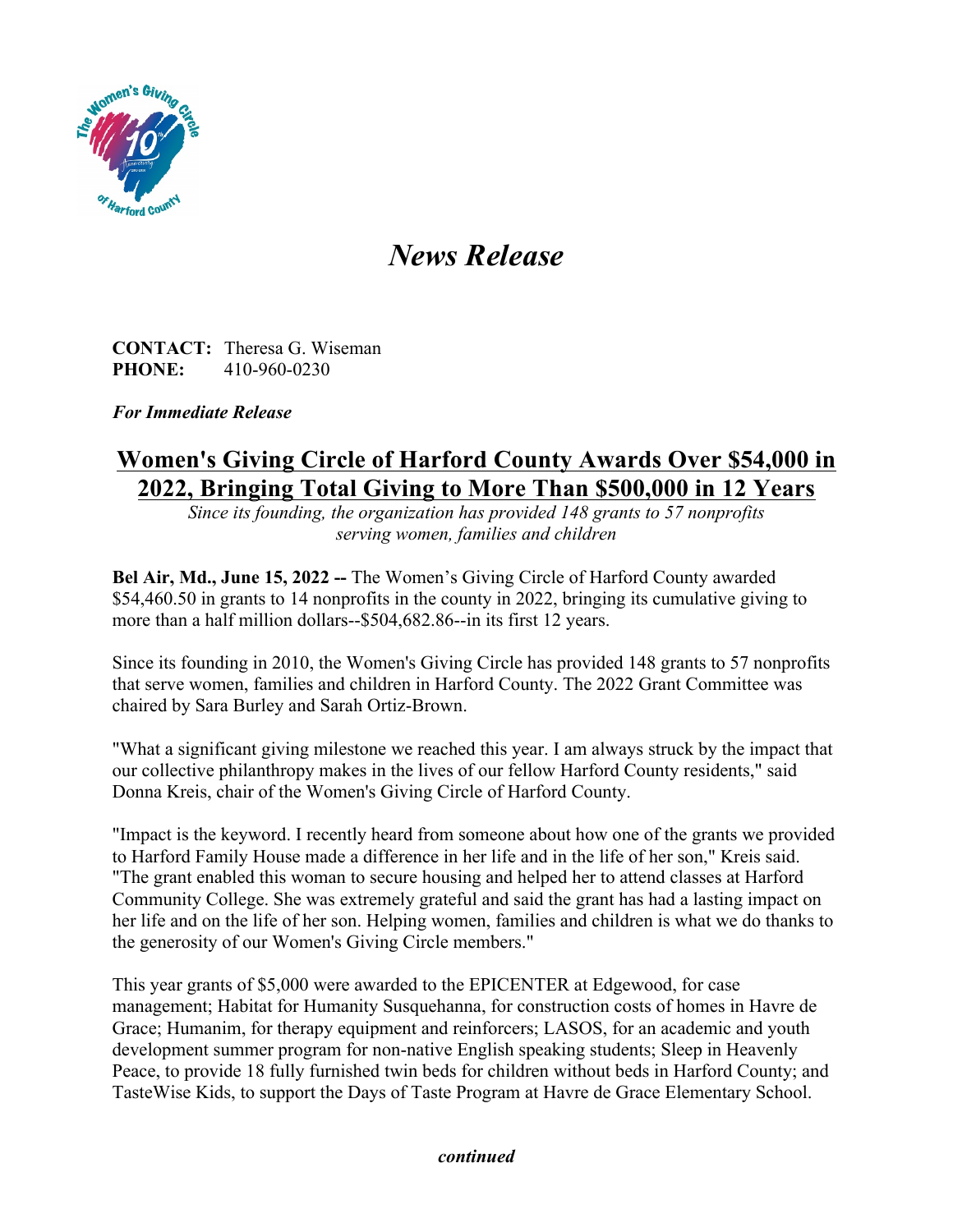# *News Release*

**CONTACT:** Theresa G. Wiseman
**PHONE:** 410-960-0230

***For Immediate Release***

## Women's Giving Circle of Harford County Awards Over $54,000 in 2022, Bringing Total Giving to More Than $500,000 in 12 Years

*Since its founding, the organization has provided 148 grants to 57 nonprofits serving women, families and children*

**Bel Air, Md., June 15, 2022 --** The Women's Giving Circle of Harford County awarded $54,460.50 in grants to 14 nonprofits in the county in 2022, bringing its cumulative giving to more than a half million dollars--$504,682.86--in its first 12 years.

Since its founding in 2010, the Women's Giving Circle has provided 148 grants to 57 nonprofits that serve women, families and children in Harford County. The 2022 Grant Committee was chaired by Sara Burley and Sarah Ortiz-Brown.

"What a significant giving milestone we reached this year. I am always struck by the impact that our collective philanthropy makes in the lives of our fellow Harford County residents," said Donna Kreis, chair of the Women's Giving Circle of Harford County.

"Impact is the keyword. I recently heard from someone about how one of the grants we provided to Harford Family House made a difference in her life and in the life of her son," Kreis said. "The grant enabled this woman to secure housing and helped her to attend classes at Harford Community College. She was extremely grateful and said the grant has had a lasting impact on her life and on the life of her son. Helping women, families and children is what we do thanks to the generosity of our Women's Giving Circle members."

This year grants of $5,000 were awarded to the EPICENTER at Edgewood, for case management; Habitat for Humanity Susquehanna, for construction costs of homes in Havre de Grace; Humanim, for therapy equipment and reinforcers; LASOS, for an academic and youth development summer program for non-native English speaking students; Sleep in Heavenly Peace, to provide 18 fully furnished twin beds for children without beds in Harford County; and TasteWise Kids, to support the Days of Taste Program at Havre de Grace Elementary School.

***continued***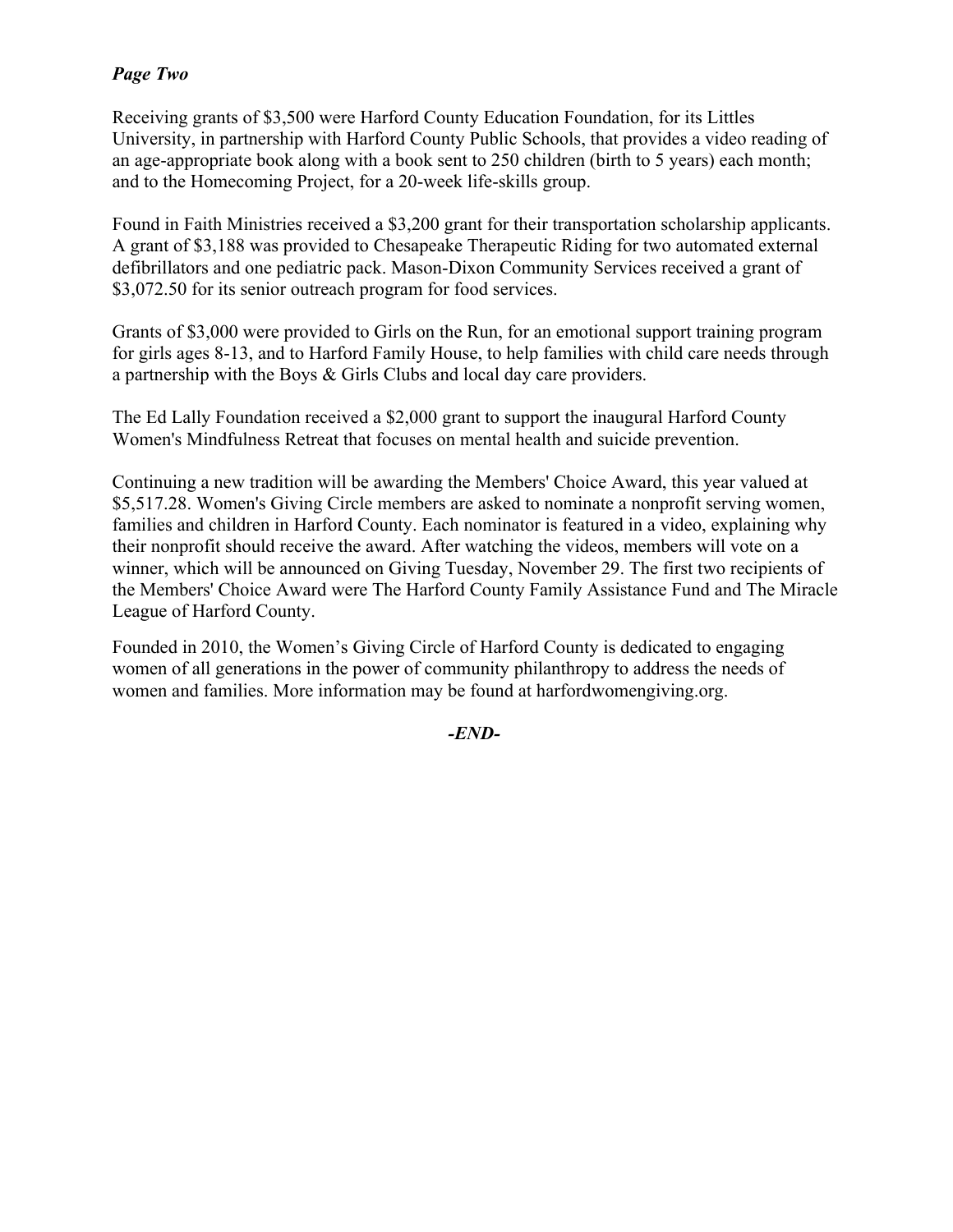***Page Two***

Receiving grants of $3,500 were Harford County Education Foundation, for its Littles University, in partnership with Harford County Public Schools, that provides a video reading of an age-appropriate book along with a book sent to 250 children (birth to 5 years) each month; and to the Homecoming Project, for a 20-week life-skills group.

Found in Faith Ministries received a $3,200 grant for their transportation scholarship applicants. A grant of $3,188 was provided to Chesapeake Therapeutic Riding for two automated external defibrillators and one pediatric pack. Mason-Dixon Community Services received a grant of $3,072.50 for its senior outreach program for food services.

Grants of $3,000 were provided to Girls on the Run, for an emotional support training program for girls ages 8-13, and to Harford Family House, to help families with child care needs through a partnership with the Boys & Girls Clubs and local day care providers.

The Ed Lally Foundation received a $2,000 grant to support the inaugural Harford County Women's Mindfulness Retreat that focuses on mental health and suicide prevention.

Continuing a new tradition will be awarding the Members' Choice Award, this year valued at $5,517.28. Women's Giving Circle members are asked to nominate a nonprofit serving women, families and children in Harford County. Each nominator is featured in a video, explaining why their nonprofit should receive the award. After watching the videos, members will vote on a winner, which will be announced on Giving Tuesday, November 29. The first two recipients of the Members' Choice Award were The Harford County Family Assistance Fund and The Miracle League of Harford County.

Founded in 2010, the Women's Giving Circle of Harford County is dedicated to engaging women of all generations in the power of community philanthropy to address the needs of women and families. More information may be found at harfordwomengiving.org.

***-END-***